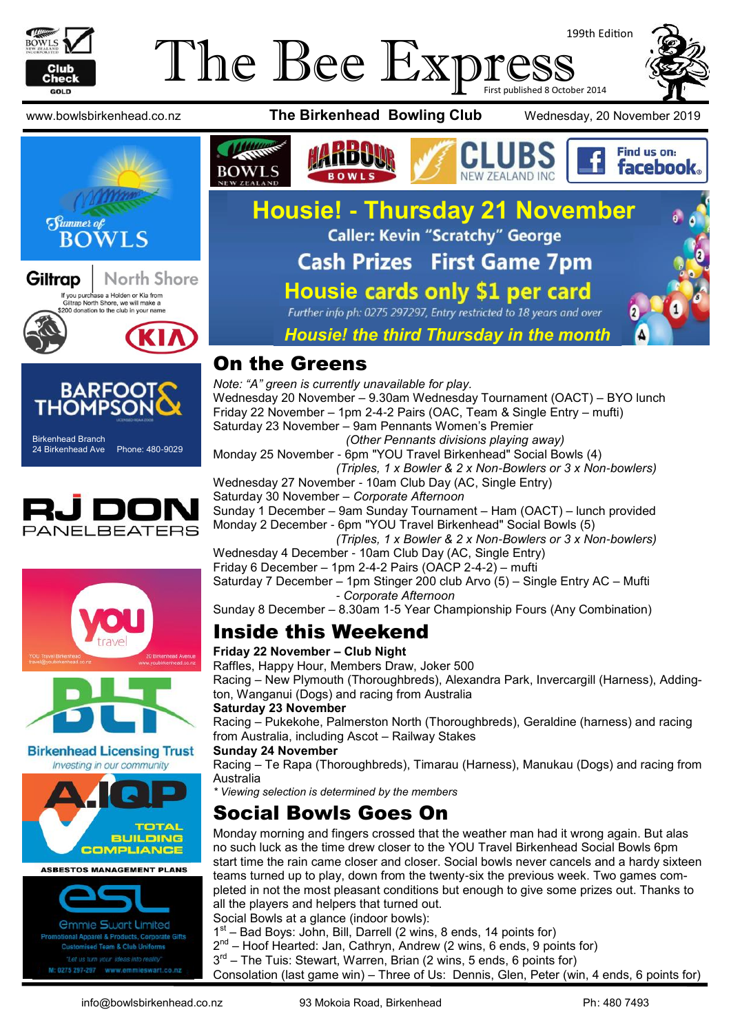# The Bee Express

199th Edition

First published 8 October 2014

www.bowlsbirkenhead.co.nz **The Birkenhead Bowling Club** Wednesday, 20 November 2019

## Housie! - Thursday 21 November

**Caller: Kevin "Scratchy" George**

**Cash Prizes First Game 7pm**

**Housie cards only $1 per card**

*Further info ph: 0275 297297, Entry restricted to 18 years and over*

***Housie! the third Thursday in the month***

## On the Greens

*Note: "A" green is currently unavailable for play.*

Wednesday 20 November – 9.30am Wednesday Tournament (OACT) – BYO lunch
Friday 22 November – 1pm 2-4-2 Pairs (OAC, Team & Single Entry – mufti)
Saturday 23 November – 9am Pennants Women's Premier
*(Other Pennants divisions playing away)*
Monday 25 November - 6pm "YOU Travel Birkenhead" Social Bowls (4)
*(Triples, 1 x Bowler & 2 x Non-Bowlers or 3 x Non-bowlers)*
Wednesday 27 November - 10am Club Day (AC, Single Entry)
Saturday 30 November – *Corporate Afternoon*
Sunday 1 December – 9am Sunday Tournament – Ham (OACT) – lunch provided
Monday 2 December - 6pm "YOU Travel Birkenhead" Social Bowls (5)
*(Triples, 1 x Bowler & 2 x Non-Bowlers or 3 x Non-bowlers)*
Wednesday 4 December - 10am Club Day (AC, Single Entry)
Friday 6 December – 1pm 2-4-2 Pairs (OACP 2-4-2) – mufti
Saturday 7 December – 1pm Stinger 200 club Arvo (5) – Single Entry AC – Mufti
*- Corporate Afternoon*
Sunday 8 December – 8.30am 1-5 Year Championship Fours (Any Combination)

## Inside this Weekend

**Friday 22 November – Club Night**

Raffles, Happy Hour, Members Draw, Joker 500
Racing – New Plymouth (Thoroughbreds), Alexandra Park, Invercargill (Harness), Addington, Wanganui (Dogs) and racing from Australia

**Saturday 23 November**

Racing – Pukekohe, Palmerston North (Thoroughbreds), Geraldine (harness) and racing from Australia, including Ascot – Railway Stakes

**Sunday 24 November**

Racing – Te Rapa (Thoroughbreds), Timarau (Harness), Manukau (Dogs) and racing from Australia

*\* Viewing selection is determined by the members*

## Social Bowls Goes On

Monday morning and fingers crossed that the weather man had it wrong again. But alas no such luck as the time drew closer to the YOU Travel Birkenhead Social Bowls 6pm start time the rain came closer and closer. Social bowls never cancels and a hardy sixteen teams turned up to play, down from the twenty-six the previous week. Two games completed in not the most pleasant conditions but enough to give some prizes out. Thanks to all the players and helpers that turned out.

Social Bowls at a glance (indoor bowls):
1st – Bad Boys: John, Bill, Darrell (2 wins, 8 ends, 14 points for)
2nd – Hoof Hearted: Jan, Cathryn, Andrew (2 wins, 6 ends, 9 points for)
3rd – The Tuis: Stewart, Warren, Brian (2 wins, 5 ends, 6 points for)
Consolation (last game win) – Three of Us: Dennis, Glen, Peter (win, 4 ends, 6 points for)

Summer of Bowls

Giltrap North Shore — If you purchase a Holden or Kia from Giltrap North Shore, we will make a $200 donation to the club in your name

Barfoot & Thompson — Birkenhead Branch, 24 Birkenhead Ave, Phone: 480-9029

RJ DON Panelbeaters

YOU Travel Birkenhead — travel@youbirkenhead.co.nz — 20 Birkenhead Avenue — www.youbirkenhead.co.nz

Birkenhead Licensing Trust — *Investing in our community*

A.IQP Total Building Compliance — Asbestos Management Plans

ESL Emmie Swart Limited — Promotional Apparel & Products, Corporate Gifts, Customised Team & Club Uniforms — "Let us turn your ideas into reality" — M: 0275 297-297 www.emmieswart.co.nz

info@bowlsbirkenhead.co.nz 93 Mokoia Road, Birkenhead Ph: 480 7493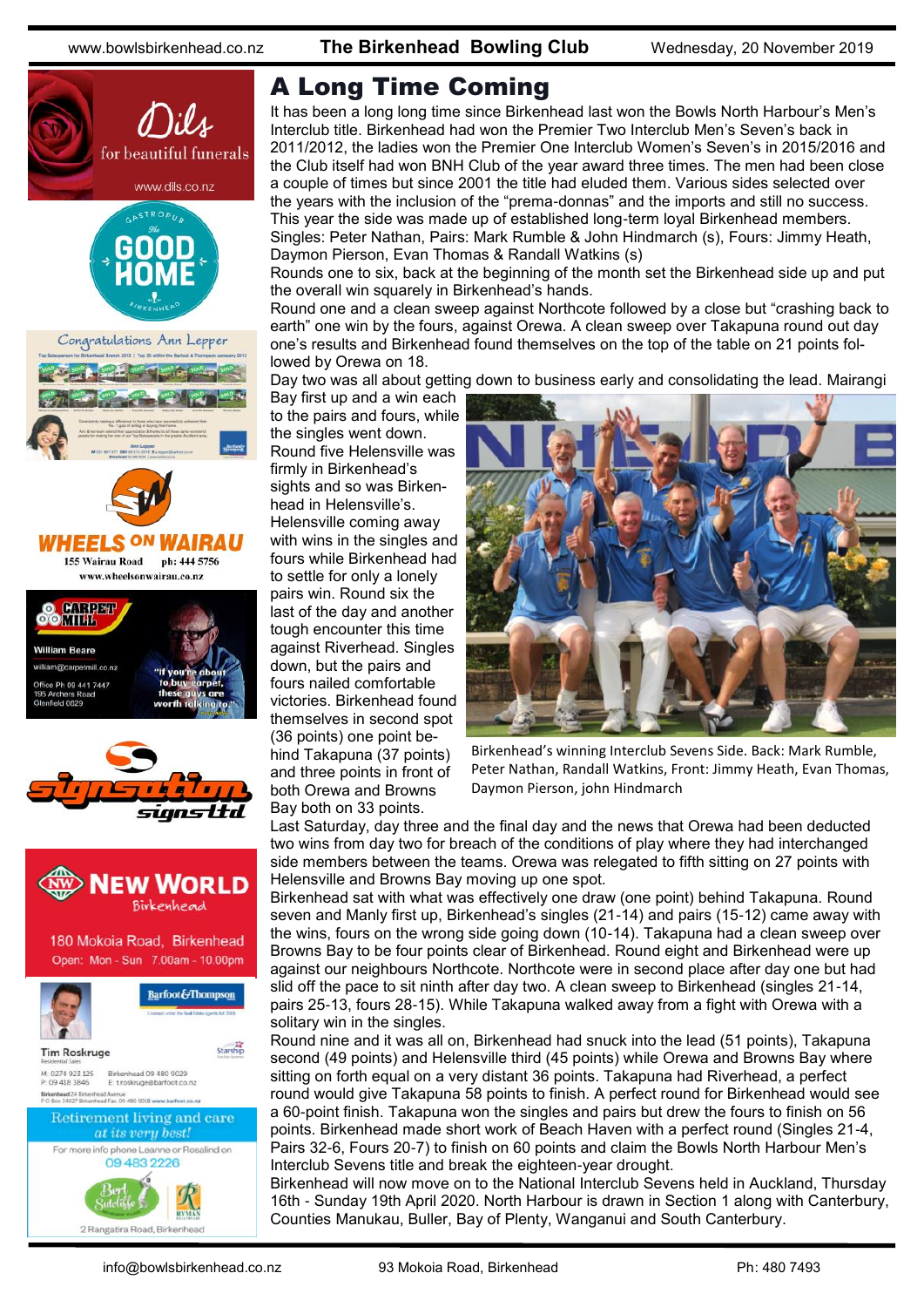# A Long Time Coming

It has been a long long time since Birkenhead last won the Bowls North Harbour's Men's Interclub title. Birkenhead had won the Premier Two Interclub Men's Seven's back in 2011/2012, the ladies won the Premier One Interclub Women's Seven's in 2015/2016 and the Club itself had won BNH Club of the year award three times. The men had been close a couple of times but since 2001 the title had eluded them. Various sides selected over the years with the inclusion of the "prema-donnas" and the imports and still no success. This year the side was made up of established long-term loyal Birkenhead members. Singles: Peter Nathan, Pairs: Mark Rumble & John Hindmarch (s), Fours: Jimmy Heath, Daymon Pierson, Evan Thomas & Randall Watkins (s)

Rounds one to six, back at the beginning of the month set the Birkenhead side up and put the overall win squarely in Birkenhead's hands.

Round one and a clean sweep against Northcote followed by a close but "crashing back to earth" one win by the fours, against Orewa. A clean sweep over Takapuna round out day one's results and Birkenhead found themselves on the top of the table on 21 points followed by Orewa on 18.

Day two was all about getting down to business early and consolidating the lead. Mairangi Bay first up and a win each to the pairs and fours, while the singles went down. Round five Helensville was firmly in Birkenhead's sights and so was Birkenhead in Helensville's. Helensville coming away with wins in the singles and fours while Birkenhead had to settle for only a lonely pairs win. Round six the last of the day and another tough encounter this time against Riverhead. Singles down, but the pairs and fours nailed comfortable victories. Birkenhead found themselves in second spot (36 points) one point behind Takapuna (37 points) and three points in front of both Orewa and Browns Bay both on 33 points.

Birkenhead's winning Interclub Sevens Side. Back: Mark Rumble, Peter Nathan, Randall Watkins, Front: Jimmy Heath, Evan Thomas, Daymon Pierson, john Hindmarch

Last Saturday, day three and the final day and the news that Orewa had been deducted two wins from day two for breach of the conditions of play where they had interchanged side members between the teams. Orewa was relegated to fifth sitting on 27 points with Helensville and Browns Bay moving up one spot.

Birkenhead sat with what was effectively one draw (one point) behind Takapuna. Round seven and Manly first up, Birkenhead's singles (21-14) and pairs (15-12) came away with the wins, fours on the wrong side going down (10-14). Takapuna had a clean sweep over Browns Bay to be four points clear of Birkenhead. Round eight and Birkenhead were up against our neighbours Northcote. Northcote were in second place after day one but had slid off the pace to sit ninth after day two. A clean sweep to Birkenhead (singles 21-14, pairs 25-13, fours 28-15). While Takapuna walked away from a fight with Orewa with a solitary win in the singles.

Round nine and it was all on, Birkenhead had snuck into the lead (51 points), Takapuna second (49 points) and Helensville third (45 points) while Orewa and Browns Bay where sitting on forth equal on a very distant 36 points. Takapuna had Riverhead, a perfect round would give Takapuna 58 points to finish. A perfect round for Birkenhead would see a 60-point finish. Takapuna won the singles and pairs but drew the fours to finish on 56 points. Birkenhead made short work of Beach Haven with a perfect round (Singles 21-4, Pairs 32-6, Fours 20-7) to finish on 60 points and claim the Bowls North Harbour Men's Interclub Sevens title and break the eighteen-year drought.

Birkenhead will now move on to the National Interclub Sevens held in Auckland, Thursday 16th - Sunday 19th April 2020. North Harbour is drawn in Section 1 along with Canterbury, Counties Manukau, Buller, Bay of Plenty, Wanganui and South Canterbury.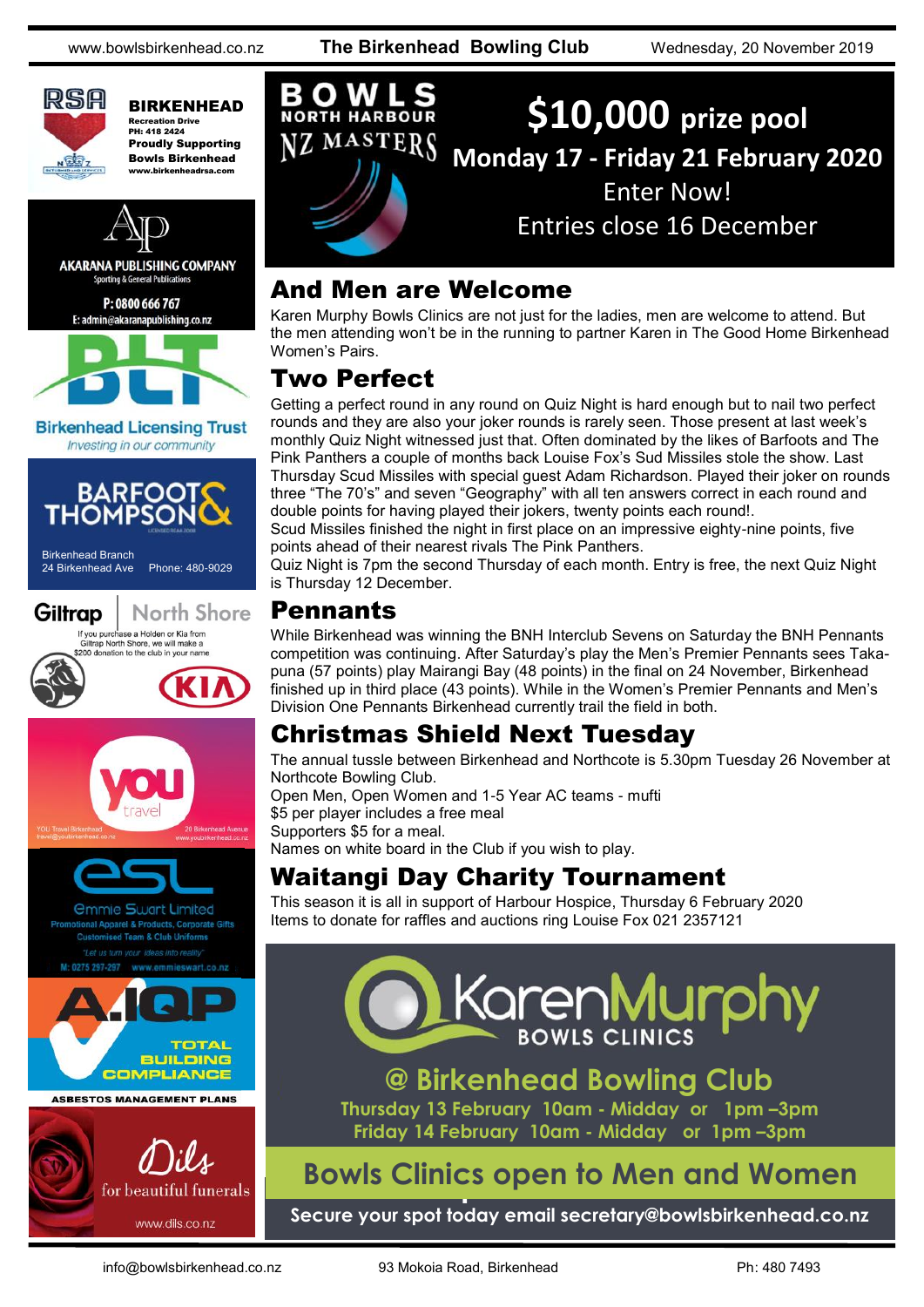**BIRKENHEAD**
Recreation Drive
PH: 418 2424
Proudly Supporting
Bowls Birkenhead
www.birkenheadrsa.com

**AKARANA PUBLISHING COMPANY**
Sporting & General Publications
P: 0800 666 767
E: admin@akaranapublishing.co.nz

**Birkenhead Licensing Trust**
*Investing in our community*

**BARFOOT & THOMPSON**
Birkenhead Branch
24 Birkenhead Ave
Phone: 480-9029

**Giltrap | North Shore**
If you purchase a Holden or Kia from Giltrap North Shore, we will make a $200 donation to the club in your name

**you travel**
YOU Travel Birkenhead
travel@youbirkenhead.co.nz
20 Birkenhead Avenue
www.youbirkenhead.co.nz

**esl**
Emmie Swart Limited
Promotional Apparel & Products, Corporate Gifts
Customised Team & Club Uniforms
"Let us turn your ideas into reality"
M: 0275 297-297 www.emmieswart.co.nz

**A.IQP**
TOTAL BUILDING COMPLIANCE
ASBESTOS MANAGEMENT PLANS

**Dils**
for beautiful funerals
www.dils.co.nz

# BOWLS NORTH HARBOUR NZ MASTERS

**$10,000 prize pool**
**Monday 17 - Friday 21 February 2020**
Enter Now!
Entries close 16 December

## And Men are Welcome

Karen Murphy Bowls Clinics are not just for the ladies, men are welcome to attend. But the men attending won't be in the running to partner Karen in The Good Home Birkenhead Women's Pairs.

## Two Perfect

Getting a perfect round in any round on Quiz Night is hard enough but to nail two perfect rounds and they are also your joker rounds is rarely seen. Those present at last week's monthly Quiz Night witnessed just that. Often dominated by the likes of Barfoots and The Pink Panthers a couple of months back Louise Fox's Sud Missiles stole the show. Last Thursday Scud Missiles with special guest Adam Richardson. Played their joker on rounds three "The 70's" and seven "Geography" with all ten answers correct in each round and double points for having played their jokers, twenty points each round!.

Scud Missiles finished the night in first place on an impressive eighty-nine points, five points ahead of their nearest rivals The Pink Panthers.

Quiz Night is 7pm the second Thursday of each month. Entry is free, the next Quiz Night is Thursday 12 December.

## Pennants

While Birkenhead was winning the BNH Interclub Sevens on Saturday the BNH Pennants competition was continuing. After Saturday's play the Men's Premier Pennants sees Takapuna (57 points) play Mairangi Bay (48 points) in the final on 24 November, Birkenhead finished up in third place (43 points). While in the Women's Premier Pennants and Men's Division One Pennants Birkenhead currently trail the field in both.

## Christmas Shield Next Tuesday

The annual tussle between Birkenhead and Northcote is 5.30pm Tuesday 26 November at Northcote Bowling Club.

Open Men, Open Women and 1-5 Year AC teams - mufti
$5 per player includes a free meal
Supporters $5 for a meal.
Names on white board in the Club if you wish to play.

## Waitangi Day Charity Tournament

This season it is all in support of Harbour Hospice, Thursday 6 February 2020
Items to donate for raffles and auctions ring Louise Fox 021 2357121

**KarenMurphy BOWLS CLINICS**

**@ Birkenhead Bowling Club**
**Thursday 13 February 10am - Midday or 1pm –3pm**
**Friday 14 February 10am - Midday or 1pm –3pm**

**Bowls Clinics open to Men and Women**

**Secure your spot today email secretary@bowlsbirkenhead.co.nz**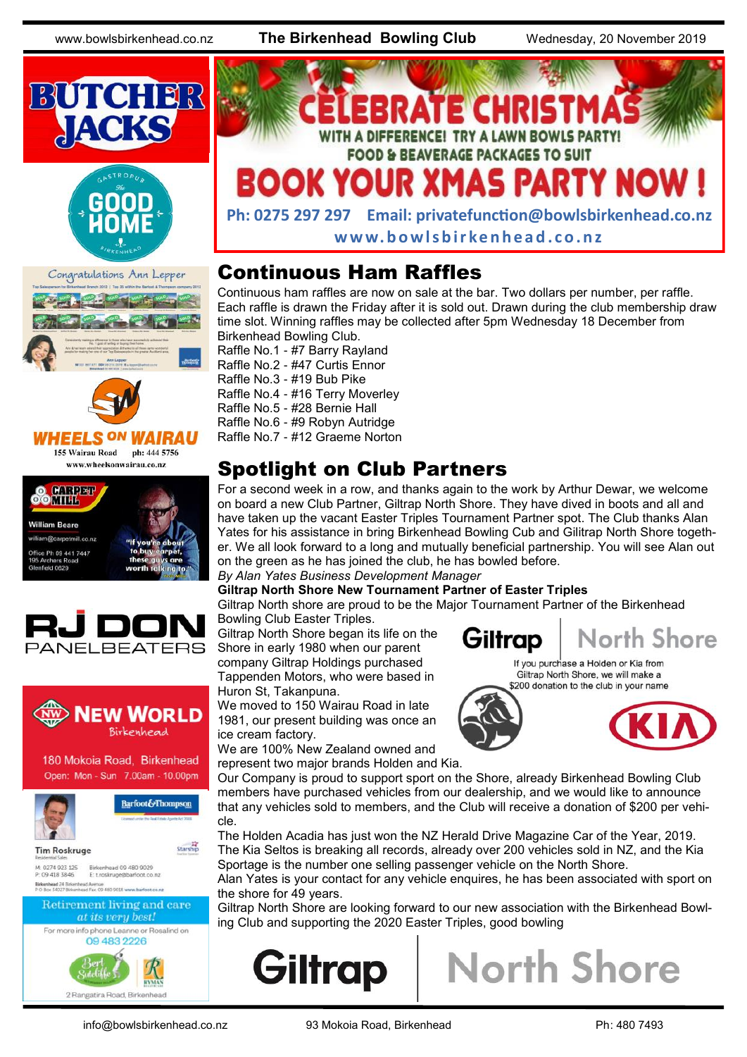# CELEBRATE CHRISTMAS

WITH A DIFFERENCE! TRY A LAWN BOWLS PARTY!
FOOD & BEAVERAGE PACKAGES TO SUIT

# BOOK YOUR XMAS PARTY NOW !

Ph: 0275 297 297 Email: privatefunction@bowlsbirkenhead.co.nz
www.bowlsbirkenhead.co.nz

## Continuous Ham Raffles

Continuous ham raffles are now on sale at the bar. Two dollars per number, per raffle. Each raffle is drawn the Friday after it is sold out. Drawn during the club membership draw time slot. Winning raffles may be collected after 5pm Wednesday 18 December from Birkenhead Bowling Club.

Raffle No.1 - #7 Barry Rayland
Raffle No.2 - #47 Curtis Ennor
Raffle No.3 - #19 Bub Pike
Raffle No.4 - #16 Terry Moverley
Raffle No.5 - #28 Bernie Hall
Raffle No.6 - #9 Robyn Autridge
Raffle No.7 - #12 Graeme Norton

## Spotlight on Club Partners

For a second week in a row, and thanks again to the work by Arthur Dewar, we welcome on board a new Club Partner, Giltrap North Shore. They have dived in boots and all and have taken up the vacant Easter Triples Tournament Partner spot. The Club thanks Alan Yates for his assistance in bring Birkenhead Bowling Cub and Gilitrap North Shore together. We all look forward to a long and mutually beneficial partnership. You will see Alan out on the green as he has joined the club, he has bowled before.

*By Alan Yates Business Development Manager*

**Giltrap North Shore New Tournament Partner of Easter Triples**

Giltrap North shore are proud to be the Major Tournament Partner of the Birkenhead Bowling Club Easter Triples.

Giltrap North Shore began its life on the Shore in early 1980 when our parent company Giltrap Holdings purchased Tappenden Motors, who were based in Huron St, Takanpuna.

We moved to 150 Wairau Road in late 1981, our present building was once an ice cream factory.

We are 100% New Zealand owned and represent two major brands Holden and Kia.

Our Company is proud to support sport on the Shore, already Birkenhead Bowling Club members have purchased vehicles from our dealership, and we would like to announce that any vehicles sold to members, and the Club will receive a donation of $200 per vehicle.

The Holden Acadia has just won the NZ Herald Drive Magazine Car of the Year, 2019. The Kia Seltos is breaking all records, already over 200 vehicles sold in NZ, and the Kia Sportage is the number one selling passenger vehicle on the North Shore.

Alan Yates is your contact for any vehicle enquires, he has been associated with sport on the shore for 49 years.

Giltrap North Shore are looking forward to our new association with the Birkenhead Bowling Club and supporting the 2020 Easter Triples, good bowling

Giltrap | North Shore

If you purchase a Holden or Kia from Giltrap North Shore, we will make a $200 donation to the club in your name

Giltrap | North Shore

BUTCHER JACKS

GASTROPUB The GOOD HOME BIRKENHEAD

Congratulations Ann Lepper

WHEELS ON WAIRAU
155 Wairau Road ph: 444 5756
www.wheelsonwairau.co.nz

CARPET MILL
William Beare
william@carpetmill.co.nz
Office Ph 09 441 7447
195 Archers Road
Glenfield 0629
"If you're about to buy carpet, these guys are worth talking to."

RJ DON PANELBEATERS

NEW WORLD Birkenhead
180 Mokoia Road, Birkenhead
Open: Mon - Sun 7.00am - 10.00pm

Barfoot&Thompson
Tim Roskruge
Residential Sales
M: 0274 923 125 P: 09 418 3846
Birkenhead 09 480 9029
E: t.roskruge@barfoot.co.nz

Retirement living and care *at its very best!*
For more info phone Leanne or Rosalind on 09 483 2226
Bert Sutcliffe
2 Rangatira Road, Birkenhead